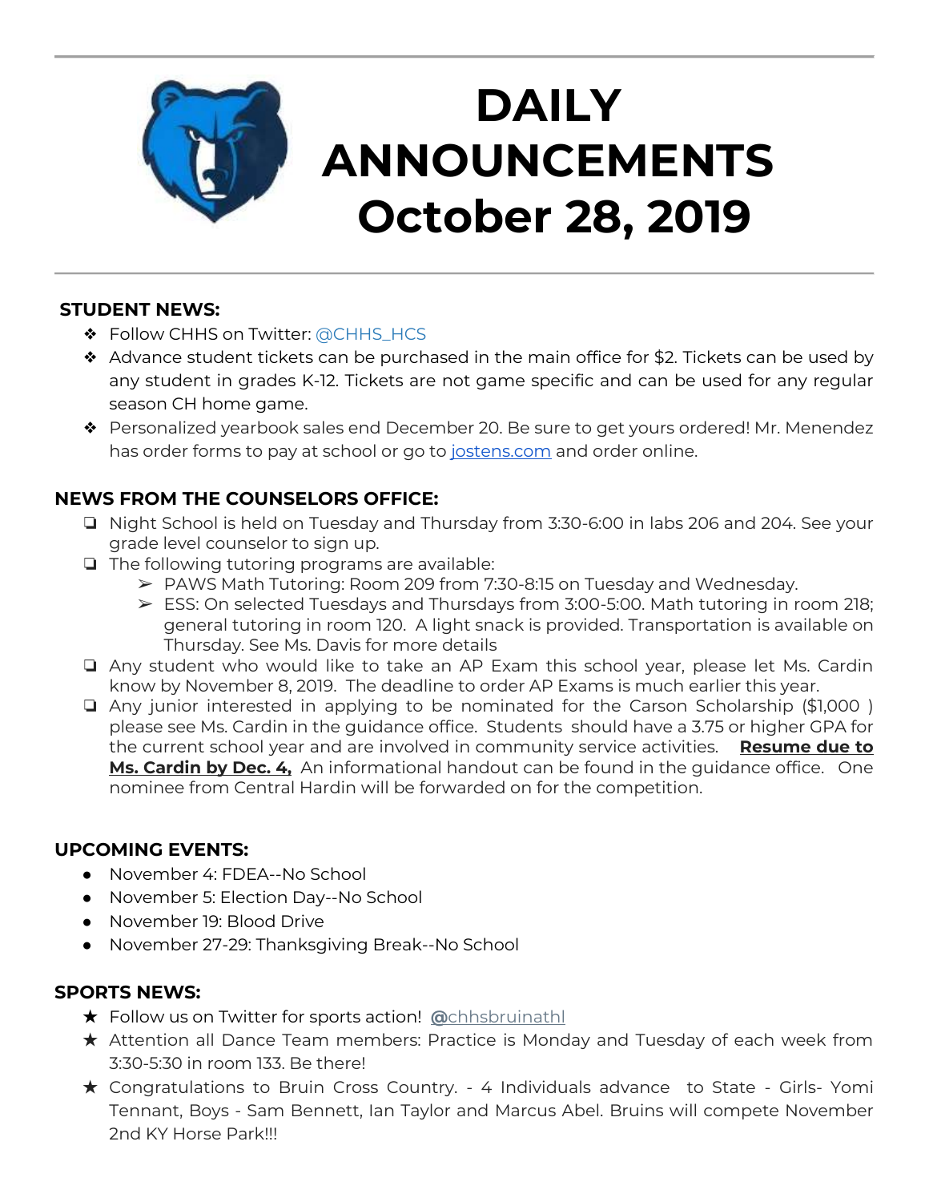# DAILY ANNOUNCEMENTS October 28, 2019

## STUDENT NEWS:

- Follow CHHS on Twitter: @CHHS_HCS
- Advance student tickets can be purchased in the main office for $2. Tickets can be used by any student in grades K-12. Tickets are not game specific and can be used for any regular season CH home game.
- Personalized yearbook sales end December 20. Be sure to get yours ordered! Mr. Menendez has order forms to pay at school or go to jostens.com and order online.

## NEWS FROM THE COUNSELORS OFFICE:

- Night School is held on Tuesday and Thursday from 3:30-6:00 in labs 206 and 204. See your grade level counselor to sign up.
- The following tutoring programs are available:
  - PAWS Math Tutoring: Room 209 from 7:30-8:15 on Tuesday and Wednesday.
  - ESS: On selected Tuesdays and Thursdays from 3:00-5:00. Math tutoring in room 218; general tutoring in room 120. A light snack is provided. Transportation is available on Thursday. See Ms. Davis for more details
- Any student who would like to take an AP Exam this school year, please let Ms. Cardin know by November 8, 2019. The deadline to order AP Exams is much earlier this year.
- Any junior interested in applying to be nominated for the Carson Scholarship ($1,000 ) please see Ms. Cardin in the guidance office. Students should have a 3.75 or higher GPA for the current school year and are involved in community service activities. **Resume due to Ms. Cardin by Dec. 4,** An informational handout can be found in the guidance office. One nominee from Central Hardin will be forwarded on for the competition.

## UPCOMING EVENTS:

- November 4: FDEA--No School
- November 5: Election Day--No School
- November 19: Blood Drive
- November 27-29: Thanksgiving Break--No School

## SPORTS NEWS:

- Follow us on Twitter for sports action! @chhsbruinathl
- Attention all Dance Team members: Practice is Monday and Tuesday of each week from 3:30-5:30 in room 133. Be there!
- Congratulations to Bruin Cross Country. - 4 Individuals advance to State - Girls- Yomi Tennant, Boys - Sam Bennett, Ian Taylor and Marcus Abel. Bruins will compete November 2nd KY Horse Park!!!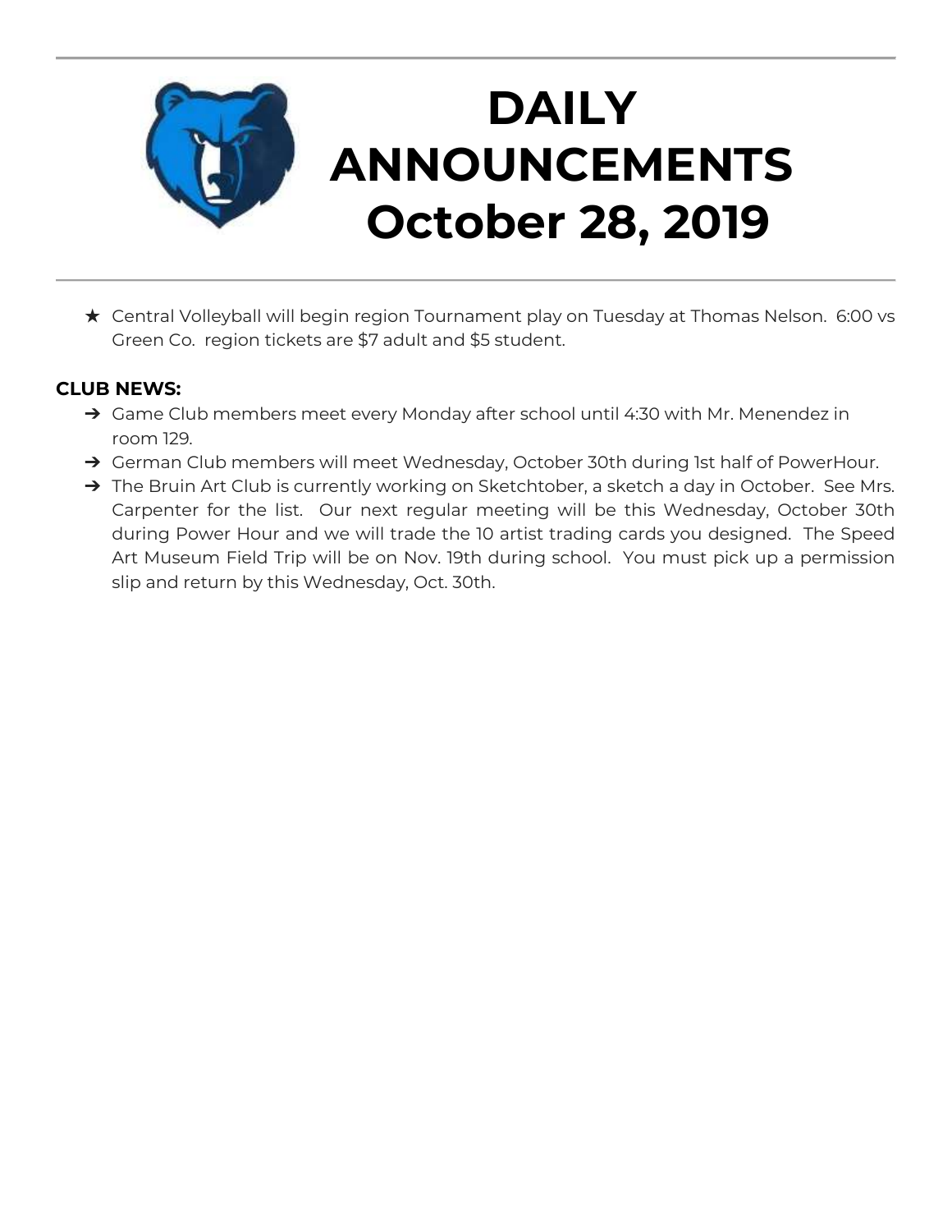# DAILY ANNOUNCEMENTS October 28, 2019

- Central Volleyball will begin region Tournament play on Tuesday at Thomas Nelson. 6:00 vs Green Co. region tickets are $7 adult and $5 student.

**CLUB NEWS:**

- Game Club members meet every Monday after school until 4:30 with Mr. Menendez in room 129.
- German Club members will meet Wednesday, October 30th during 1st half of PowerHour.
- The Bruin Art Club is currently working on Sketchtober, a sketch a day in October. See Mrs. Carpenter for the list. Our next regular meeting will be this Wednesday, October 30th during Power Hour and we will trade the 10 artist trading cards you designed. The Speed Art Museum Field Trip will be on Nov. 19th during school. You must pick up a permission slip and return by this Wednesday, Oct. 30th.